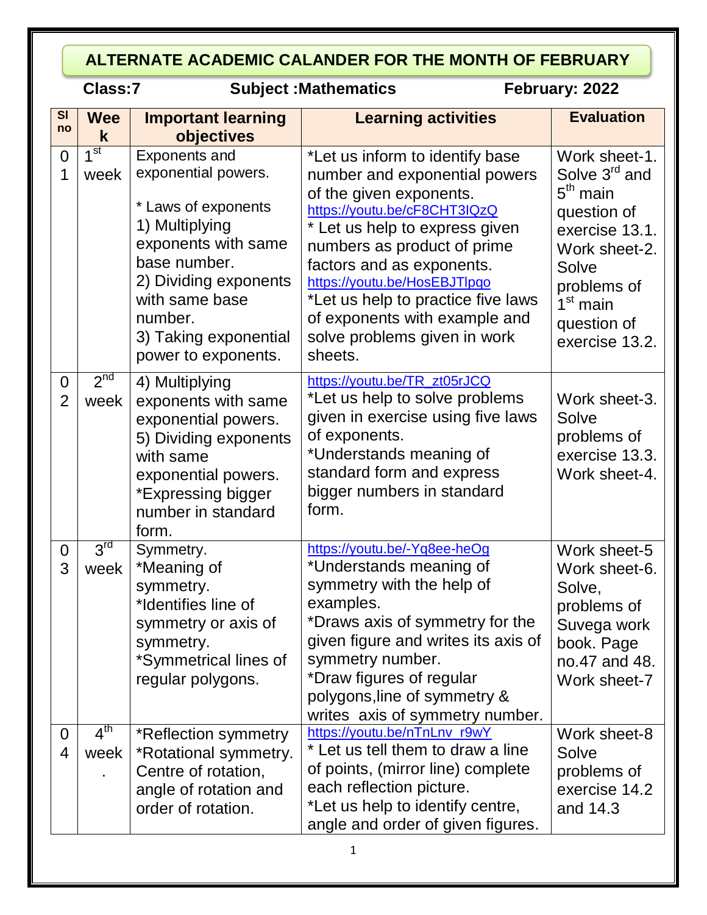# ALTERNATE ACADEMIC CALANDER FOR THE MONTH OF FEBRUARY

**Class:7** **Subject :Mathematics** **February: 2022**

| Sl no | Week | Important learning objectives | Learning activities | Evaluation |
|---|---|---|---|---|
| 01 | 1st week | Exponents and exponential powers.<br><br>* Laws of exponents<br>1) Multiplying exponents with same base number.<br>2) Dividing exponents with same base number.<br>3) Taking exponential power to exponents. | *Let us inform to identify base number and exponential powers of the given exponents.<br>https://youtu.be/cF8CHT3lQzQ<br>* Let us help to express given numbers as product of prime factors and as exponents.<br>https://youtu.be/HosEBJTlpqo<br>*Let us help to practice five laws of exponents with example and solve problems given in work sheets. | Work sheet-1. Solve 3rd and 5th main question of exercise 13.1.<br>Work sheet-2. Solve problems of 1st main question of exercise 13.2. |
| 02 | 2nd week | 4) Multiplying exponents with same exponential powers.<br>5) Dividing exponents with same exponential powers.<br>*Expressing bigger number in standard form. | https://youtu.be/TR_zt05rJCQ<br>*Let us help to solve problems given in exercise using five laws of exponents.<br>*Understands meaning of standard form and express bigger numbers in standard form. | Work sheet-3. Solve problems of exercise 13.3.<br>Work sheet-4. |
| 03 | 3rd week | Symmetry.<br>*Meaning of symmetry.<br>*Identifies line of symmetry or axis of symmetry.<br>*Symmetrical lines of regular polygons. | https://youtu.be/-Yq8ee-heOg<br>*Understands meaning of symmetry with the help of examples.<br>*Draws axis of symmetry for the given figure and writes its axis of symmetry number.<br>*Draw figures of regular polygons,line of symmetry & writes axis of symmetry number. | Work sheet-5<br>Work sheet-6. Solve, problems of Suvega work book. Page no.47 and 48.<br>Work sheet-7 |
| 04 | 4th week. | *Reflection symmetry<br>*Rotational symmetry. Centre of rotation, angle of rotation and order of rotation. | https://youtu.be/nTnLnv_r9wY<br>* Let us tell them to draw a line of points, (mirror line) complete each reflection picture.<br>*Let us help to identify centre, angle and order of given figures. | Work sheet-8 Solve problems of exercise 14.2 and 14.3 |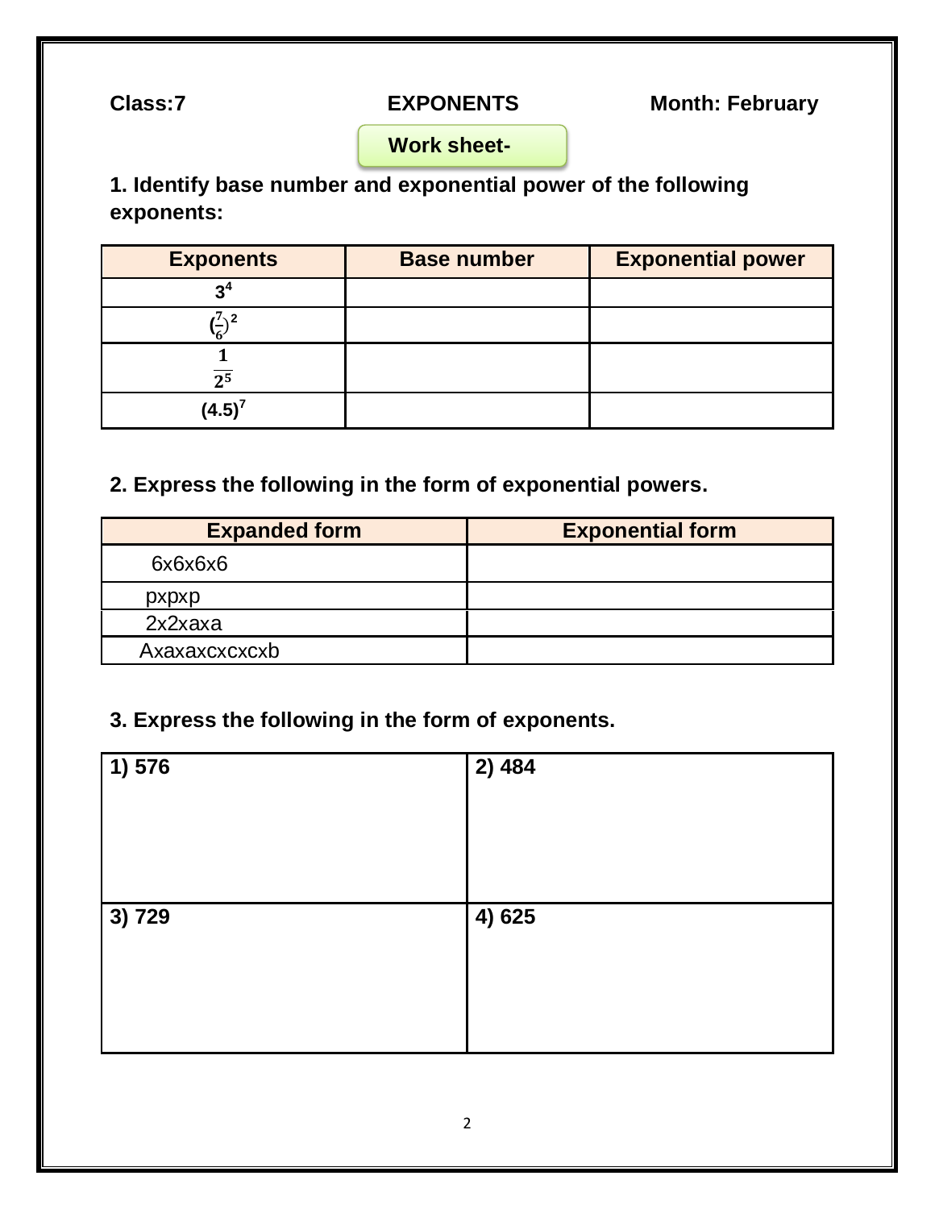**Class:7** **EXPONENTS** **Month: February**

**Work sheet-**

**1. Identify base number and exponential power of the following exponents:**

| Exponents | Base number | Exponential power |
|---|---|---|
| $3^4$ | | |
| $(\frac{7}{6})^2$ | | |
| $\frac{1}{2^5}$ | | |
| $(4.5)^7$ | | |

**2. Express the following in the form of exponential powers.**

| Expanded form | Exponential form |
|---|---|
| 6x6x6x6 | |
| pxpxp | |
| 2x2xaxa | |
| Axaxaxcxcxcxb | |

**3. Express the following in the form of exponents.**

| | |
|---|---|
| **1) 576** | **2) 484** |
| **3) 729** | **4) 625** |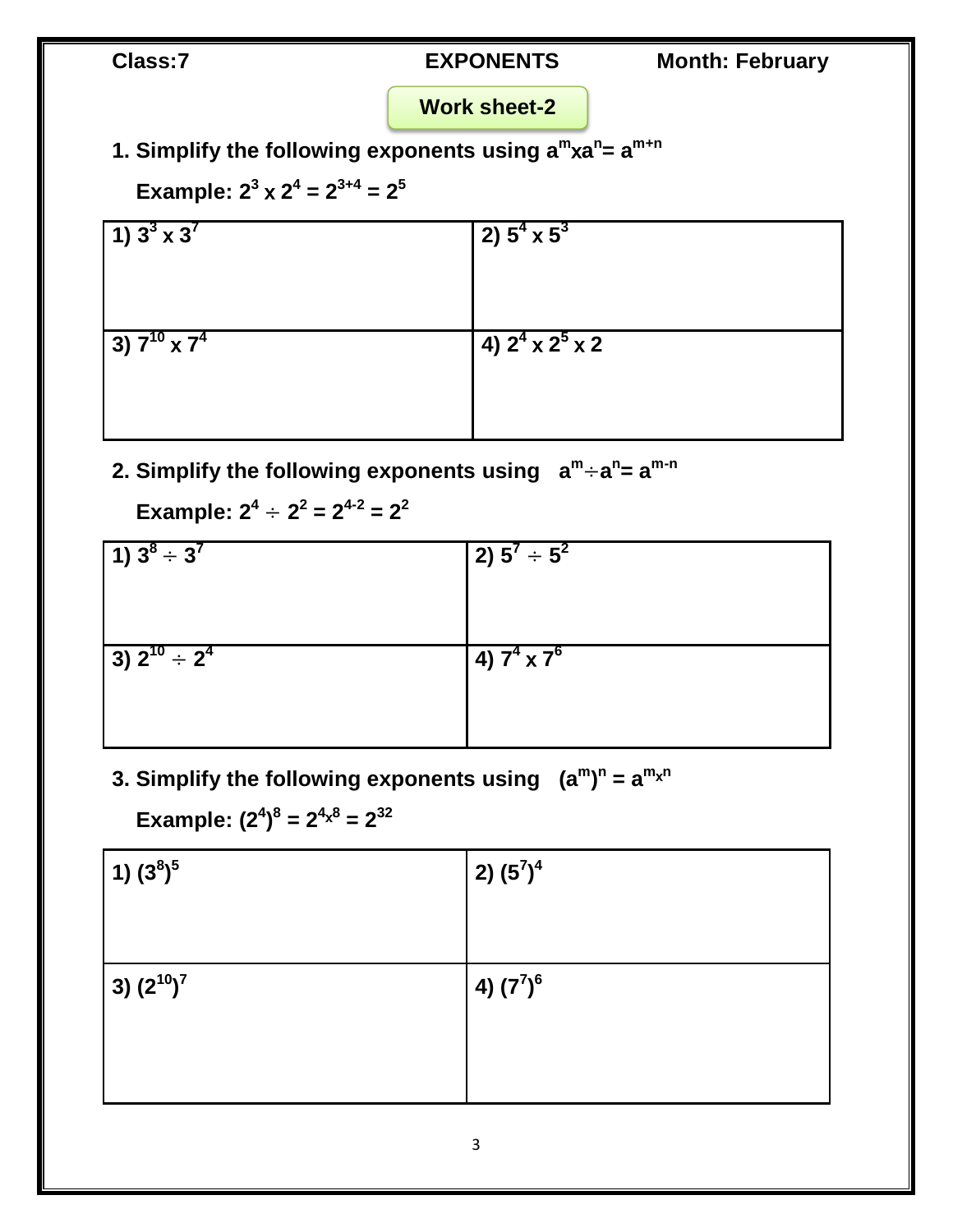**Class:7** **EXPONENTS** **Month: February**

## Work sheet-2

**1. Simplify the following exponents using $a^m x a^n = a^{m+n}$**

**Example: $2^3 \times 2^4 = 2^{3+4} = 2^5$**

| | |
|---|---|
| 1) $3^3 \times 3^7$ | 2) $5^4 \times 5^3$ |
| 3) $7^{10} \times 7^4$ | 4) $2^4 \times 2^5 \times 2$ |

**2. Simplify the following exponents using $a^m \div a^n = a^{m-n}$**

**Example: $2^4 \div 2^2 = 2^{4-2} = 2^2$**

| | |
|---|---|
| 1) $3^8 \div 3^7$ | 2) $5^7 \div 5^2$ |
| 3) $2^{10} \div 2^4$ | 4) $7^4 \times 7^6$ |

**3. Simplify the following exponents using $(a^m)^n = a^{m x n}$**

**Example: $(2^4)^8 = 2^{4 x 8} = 2^{32}$**

| | |
|---|---|
| 1) $(3^8)^5$ | 2) $(5^7)^4$ |
| 3) $(2^{10})^7$ | 4) $(7^7)^6$ |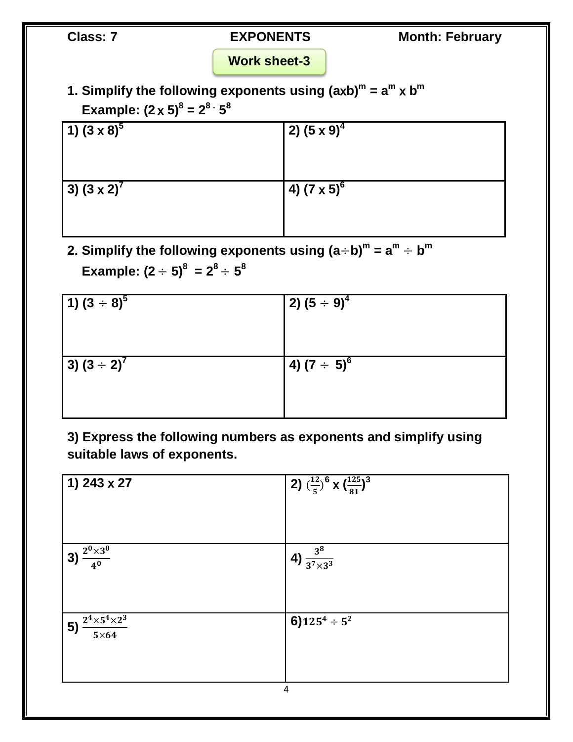Class: 7 **EXPONENTS** Month: February

**Work sheet-3**

**1. Simplify the following exponents using $(a \times b)^m = a^m \times b^m$**

**Example: $(2 \times 5)^8 = 2^8 \cdot 5^8$**

| | |
|---|---|
| 1) $(3 \times 8)^5$ | 2) $(5 \times 9)^4$ |
| 3) $(3 \times 2)^7$ | 4) $(7 \times 5)^6$ |

**2. Simplify the following exponents using $(a \div b)^m = a^m \div b^m$**

**Example: $(2 \div 5)^8 = 2^8 \div 5^8$**

| | |
|---|---|
| 1) $(3 \div 8)^5$ | 2) $(5 \div 9)^4$ |
| 3) $(3 \div 2)^7$ | 4) $(7 \div 5)^6$ |

**3) Express the following numbers as exponents and simplify using suitable laws of exponents.**

| | |
|---|---|
| 1) $243 \times 27$ | 2) $(\frac{12}{5})^6 \times (\frac{125}{81})^3$ |
| 3) $\frac{2^0 \times 3^0}{4^0}$ | 4) $\frac{3^8}{3^7 \times 3^3}$ |
| 5) $\frac{2^4 \times 5^4 \times 2^3}{5 \times 64}$ | 6) $125^4 \div 5^2$ |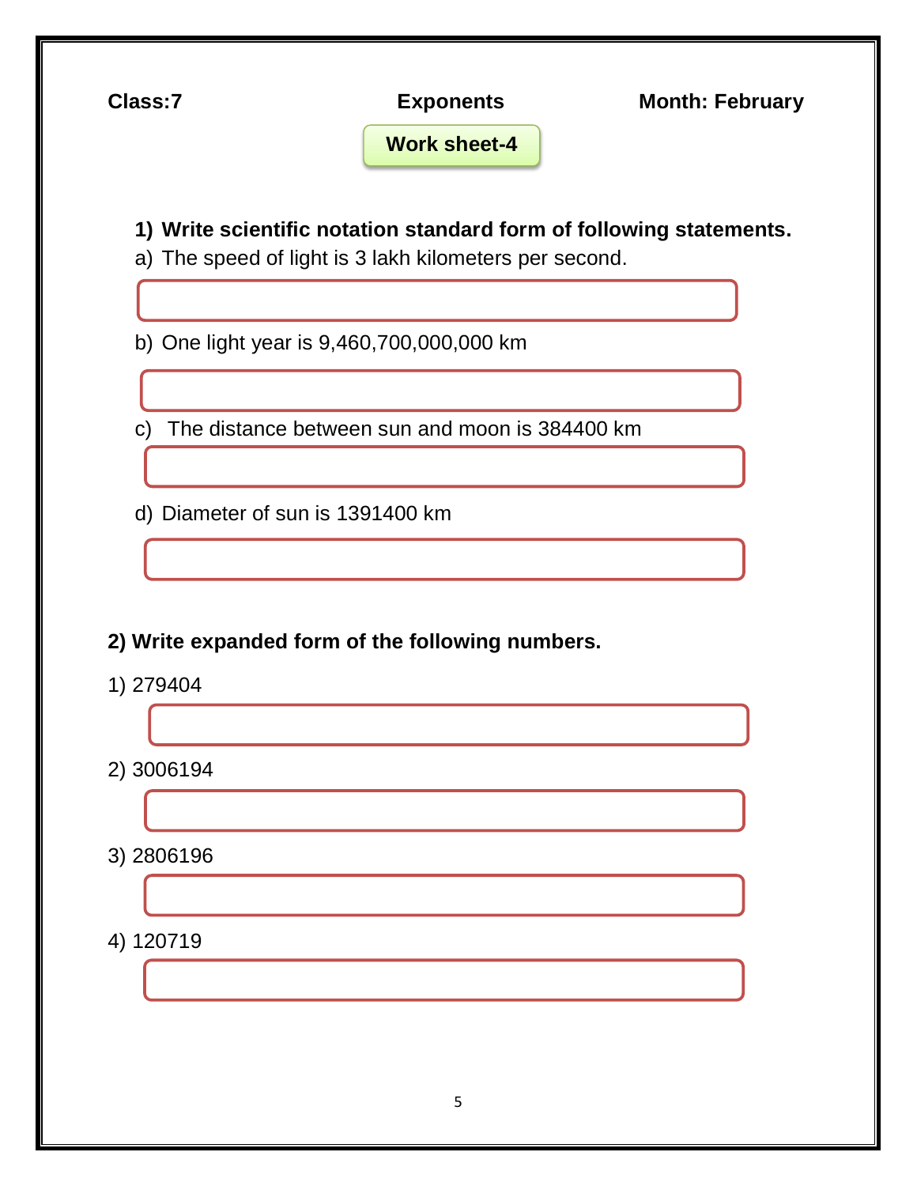Class:7 **Exponents** Month: February

**Work sheet-4**

**1) Write scientific notation standard form of following statements.**

a) The speed of light is 3 lakh kilometers per second.

b) One light year is 9,460,700,000,000 km

c) The distance between sun and moon is 384400 km

d) Diameter of sun is 1391400 km

**2) Write expanded form of the following numbers.**

1) 279404

2) 3006194

3) 2806196

4) 120719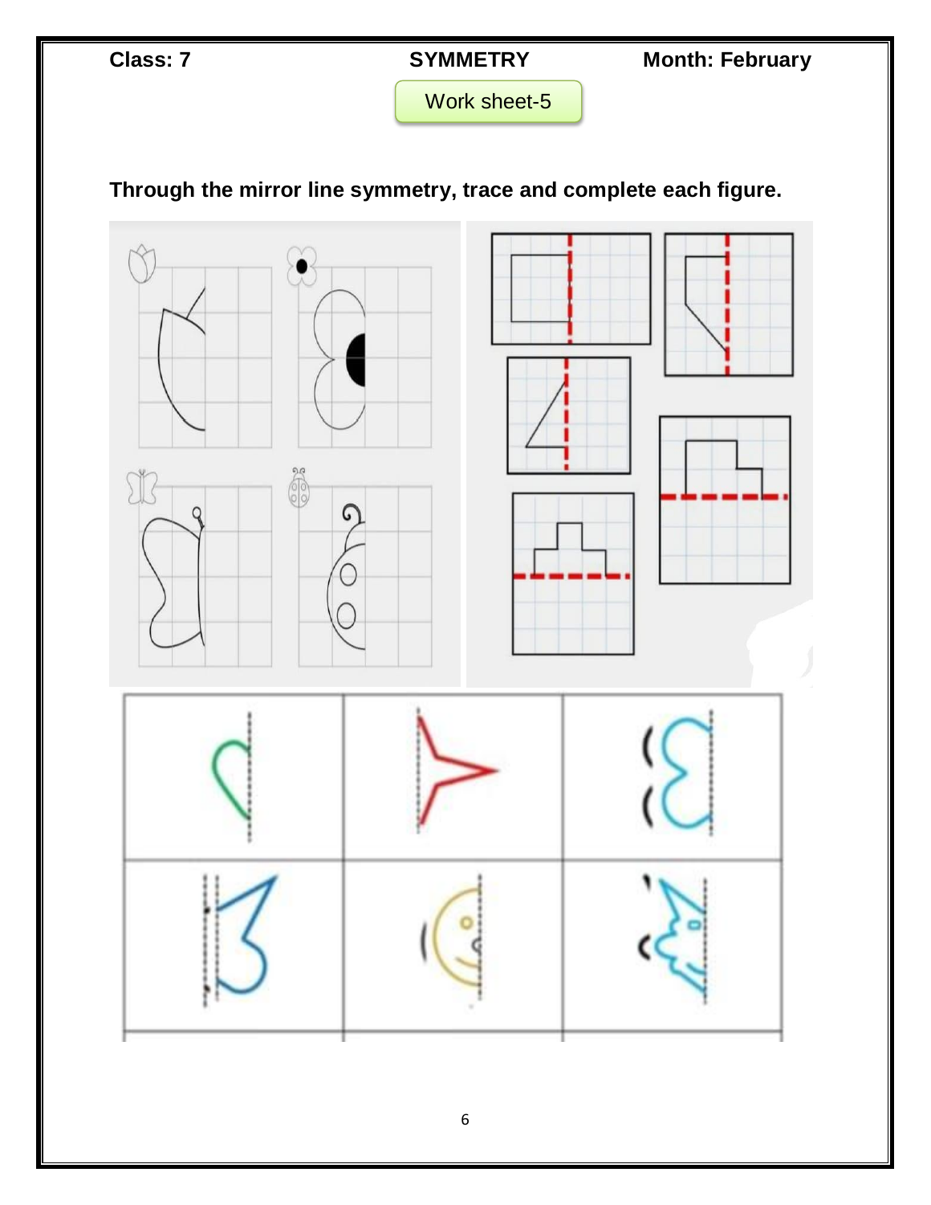Class: 7 **SYMMETRY** Month: February

Work sheet-5

**Through the mirror line symmetry, trace and complete each figure.**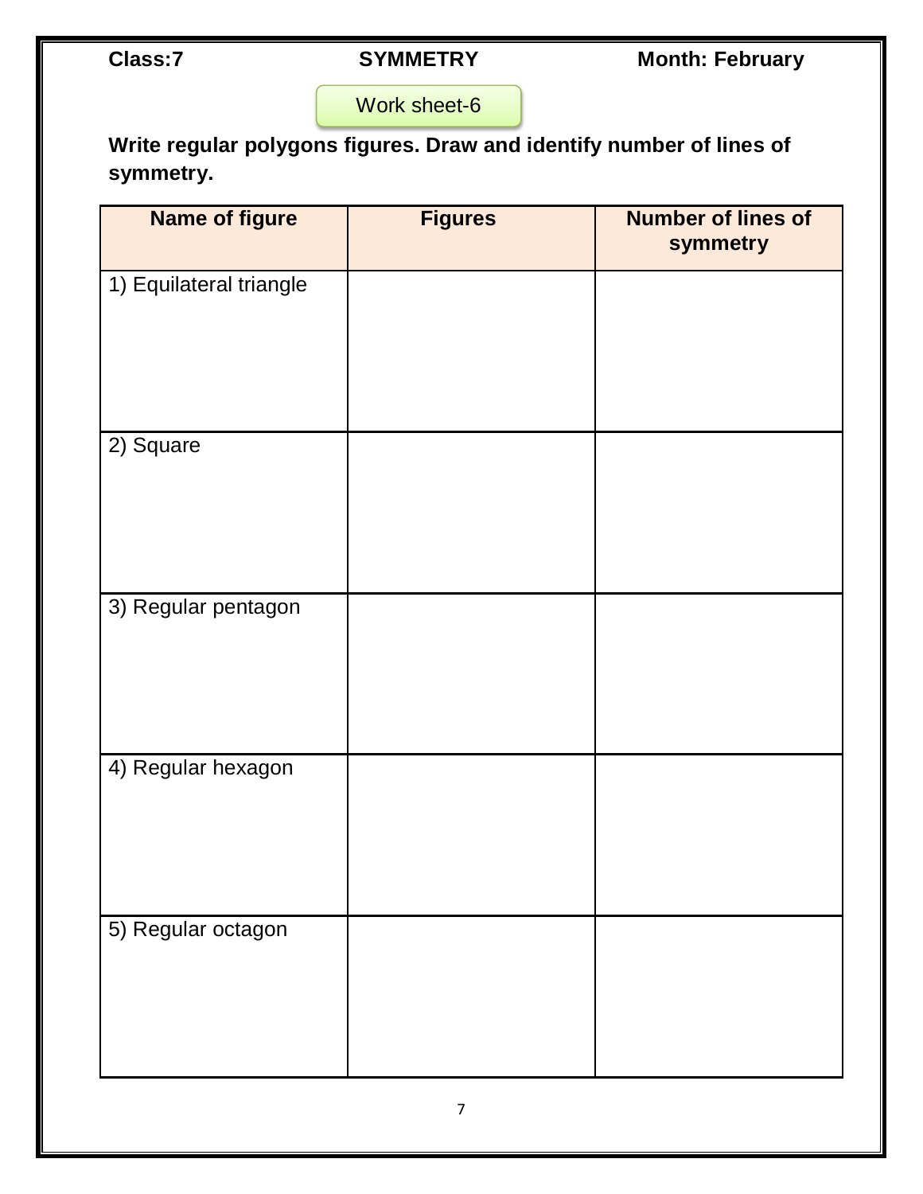**Class:7** **SYMMETRY** **Month: February**

Work sheet-6

**Write regular polygons figures. Draw and identify number of lines of symmetry.**

| Name of figure | Figures | Number of lines of symmetry |
|---|---|---|
| 1) Equilateral triangle | | |
| 2) Square | | |
| 3) Regular pentagon | | |
| 4) Regular hexagon | | |
| 5) Regular octagon | | |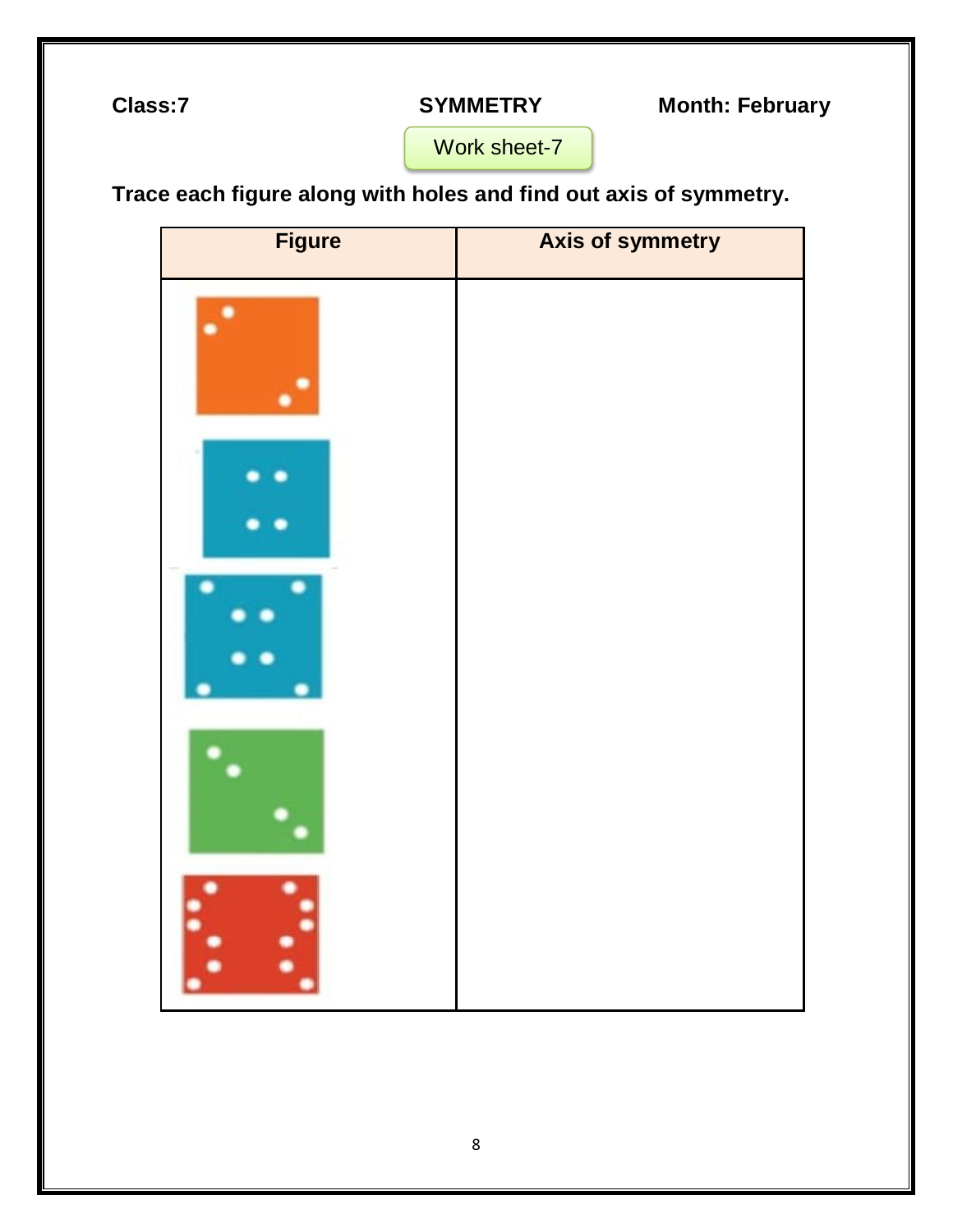**Class:7** **SYMMETRY** **Month: February**

Work sheet-7

**Trace each figure along with holes and find out axis of symmetry.**

| Figure | Axis of symmetry |
| --- | --- |
| | |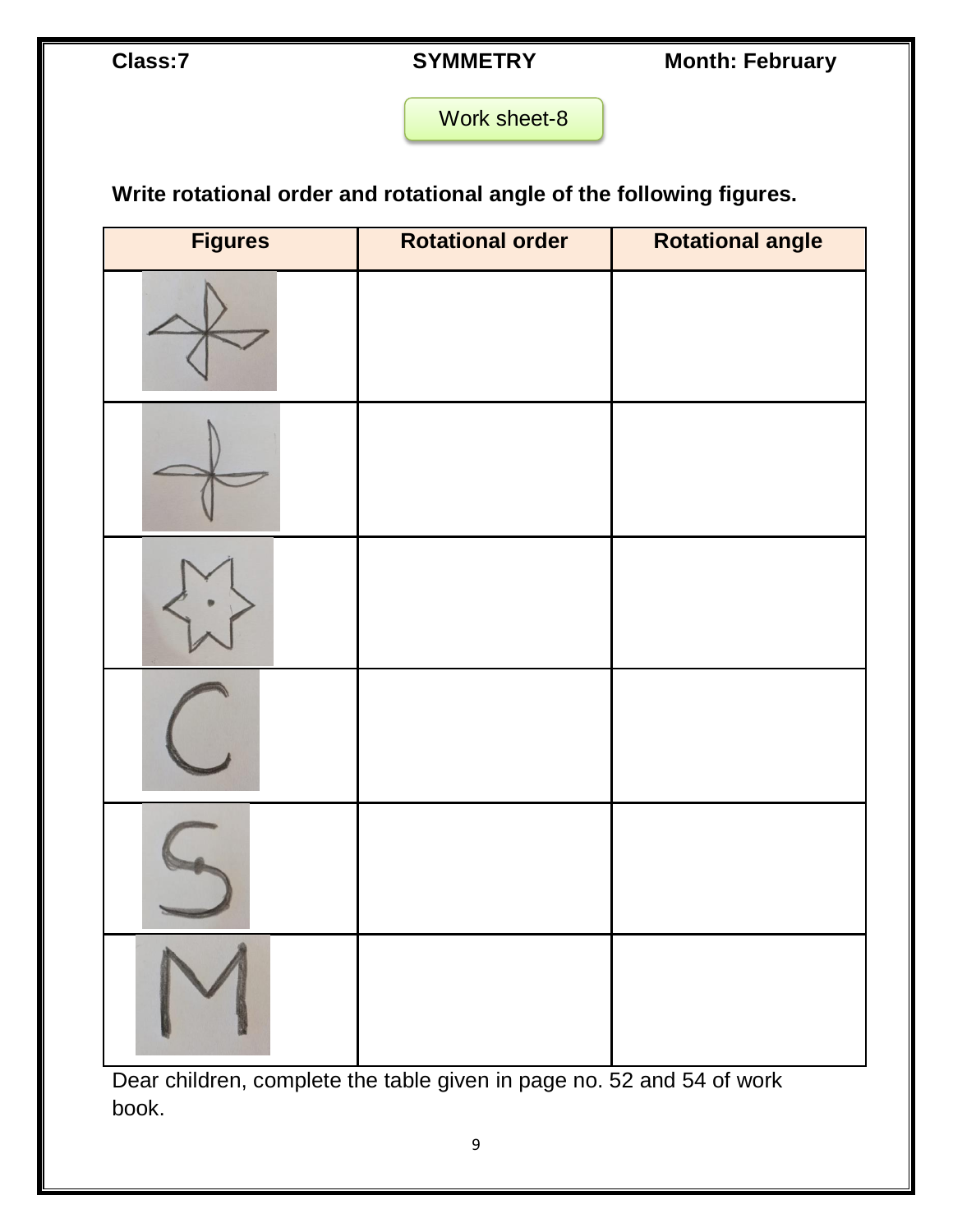Class:7 **SYMMETRY** Month: February

Work sheet-8

**Write rotational order and rotational angle of the following figures.**

| Figures | Rotational order | Rotational angle |
|---|---|---|
| | | |
| | | |
| | | |
| | | |
| | | |
| | | |

Dear children, complete the table given in page no. 52 and 54 of work book.